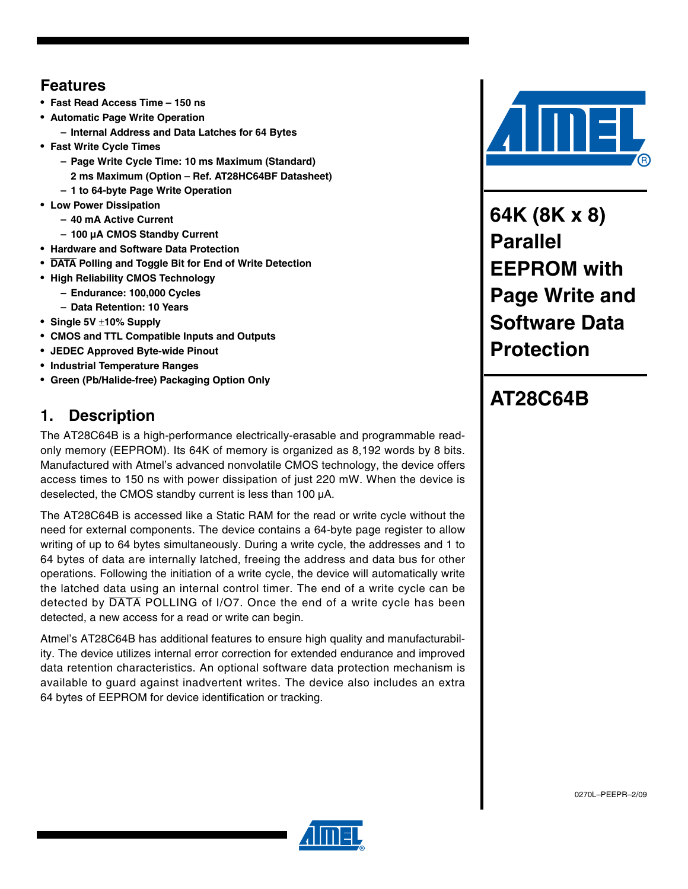## Features

- Fast Read Access Time – 150 ns
- Automatic Page Write Operation
  - Internal Address and Data Latches for 64 Bytes
- Fast Write Cycle Times
  - Page Write Cycle Time: 10 ms Maximum (Standard)
    2 ms Maximum (Option – Ref. AT28HC64BF Datasheet)
  - 1 to 64-byte Page Write Operation
- Low Power Dissipation
  - 40 mA Active Current
  - 100 µA CMOS Standby Current
- Hardware and Software Data Protection
- DATA Polling and Toggle Bit for End of Write Detection
- High Reliability CMOS Technology
  - Endurance: 100,000 Cycles
  - Data Retention: 10 Years
- Single 5V ±10% Supply
- CMOS and TTL Compatible Inputs and Outputs
- JEDEC Approved Byte-wide Pinout
- Industrial Temperature Ranges
- Green (Pb/Halide-free) Packaging Option Only

# 64K (8K x 8) Parallel EEPROM with Page Write and Software Data Protection

# AT28C64B

## 1. Description

The AT28C64B is a high-performance electrically-erasable and programmable read-only memory (EEPROM). Its 64K of memory is organized as 8,192 words by 8 bits. Manufactured with Atmel's advanced nonvolatile CMOS technology, the device offers access times to 150 ns with power dissipation of just 220 mW. When the device is deselected, the CMOS standby current is less than 100 µA.

The AT28C64B is accessed like a Static RAM for the read or write cycle without the need for external components. The device contains a 64-byte page register to allow writing of up to 64 bytes simultaneously. During a write cycle, the addresses and 1 to 64 bytes of data are internally latched, freeing the address and data bus for other operations. Following the initiation of a write cycle, the device will automatically write the latched data using an internal control timer. The end of a write cycle can be detected by DATA POLLING of I/O7. Once the end of a write cycle has been detected, a new access for a read or write can begin.

Atmel's AT28C64B has additional features to ensure high quality and manufacturability. The device utilizes internal error correction for extended endurance and improved data retention characteristics. An optional software data protection mechanism is available to guard against inadvertent writes. The device also includes an extra 64 bytes of EEPROM for device identification or tracking.

0270L–PEEPR–2/09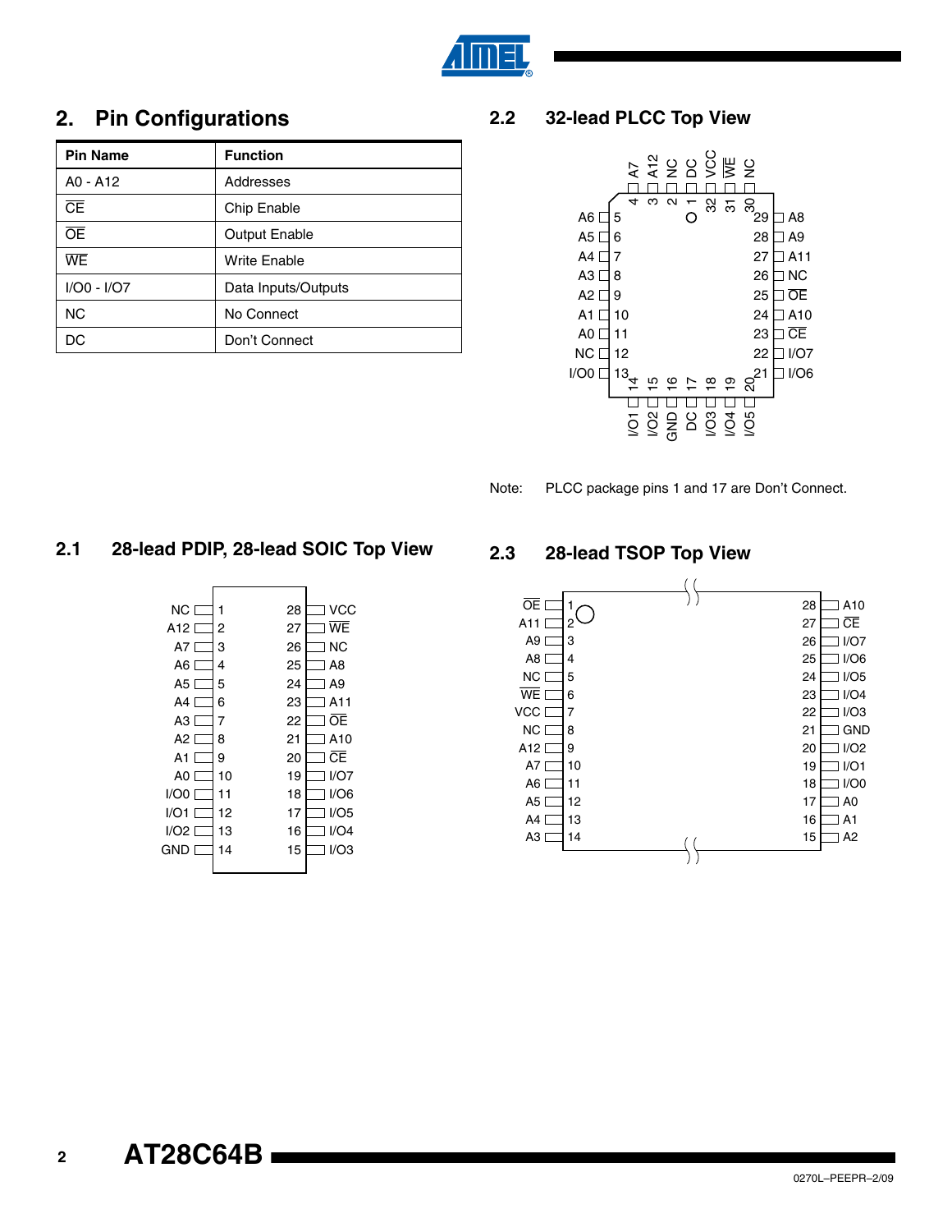## 2. Pin Configurations

| Pin Name | Function |
|---|---|
| A0 - A12 | Addresses |
| $\overline{CE}$ | Chip Enable |
| $\overline{OE}$ | Output Enable |
| $\overline{WE}$ | Write Enable |
| I/O0 - I/O7 | Data Inputs/Outputs |
| NC | No Connect |
| DC | Don't Connect |

### 2.1 28-lead PDIP, 28-lead SOIC Top View

| Pin | Name | Pin | Name |
|---|---|---|---|
| 1 | NC | 28 | VCC |
| 2 | A12 | 27 | $\overline{WE}$ |
| 3 | A7 | 26 | NC |
| 4 | A6 | 25 | A8 |
| 5 | A5 | 24 | A9 |
| 6 | A4 | 23 | A11 |
| 7 | A3 | 22 | $\overline{OE}$ |
| 8 | A2 | 21 | A10 |
| 9 | A1 | 20 | $\overline{CE}$ |
| 10 | A0 | 19 | I/O7 |
| 11 | I/O0 | 18 | I/O6 |
| 12 | I/O1 | 17 | I/O5 |
| 13 | I/O2 | 16 | I/O4 |
| 14 | GND | 15 | I/O3 |

### 2.2 32-lead PLCC Top View

| Pin | Name | Pin | Name |
|---|---|---|---|
| 1 | DC | 17 | DC |
| 2 | NC | 18 | I/O3 |
| 3 | A12 | 19 | I/O4 |
| 4 | A7 | 20 | I/O5 |
| 5 | A6 | 21 | I/O6 |
| 6 | A5 | 22 | I/O7 |
| 7 | A4 | 23 | $\overline{CE}$ |
| 8 | A3 | 24 | A10 |
| 9 | A2 | 25 | $\overline{OE}$ |
| 10 | A1 | 26 | NC |
| 11 | A0 | 27 | A11 |
| 12 | NC | 28 | A9 |
| 13 | I/O0 | 29 | A8 |
| 14 | I/O1 | 30 | NC |
| 15 | I/O2 | 31 | $\overline{WE}$ |
| 16 | GND | 32 | VCC |

Note: PLCC package pins 1 and 17 are Don't Connect.

### 2.3 28-lead TSOP Top View

| Pin | Name | Pin | Name |
|---|---|---|---|
| 1 | $\overline{OE}$ | 28 | A10 |
| 2 | A11 | 27 | $\overline{CE}$ |
| 3 | A9 | 26 | I/O7 |
| 4 | A8 | 25 | I/O6 |
| 5 | NC | 24 | I/O5 |
| 6 | $\overline{WE}$ | 23 | I/O4 |
| 7 | VCC | 22 | I/O3 |
| 8 | NC | 21 | GND |
| 9 | A12 | 20 | I/O2 |
| 10 | A7 | 19 | I/O1 |
| 11 | A6 | 18 | I/O0 |
| 12 | A5 | 17 | A0 |
| 13 | A4 | 16 | A1 |
| 14 | A3 | 15 | A2 |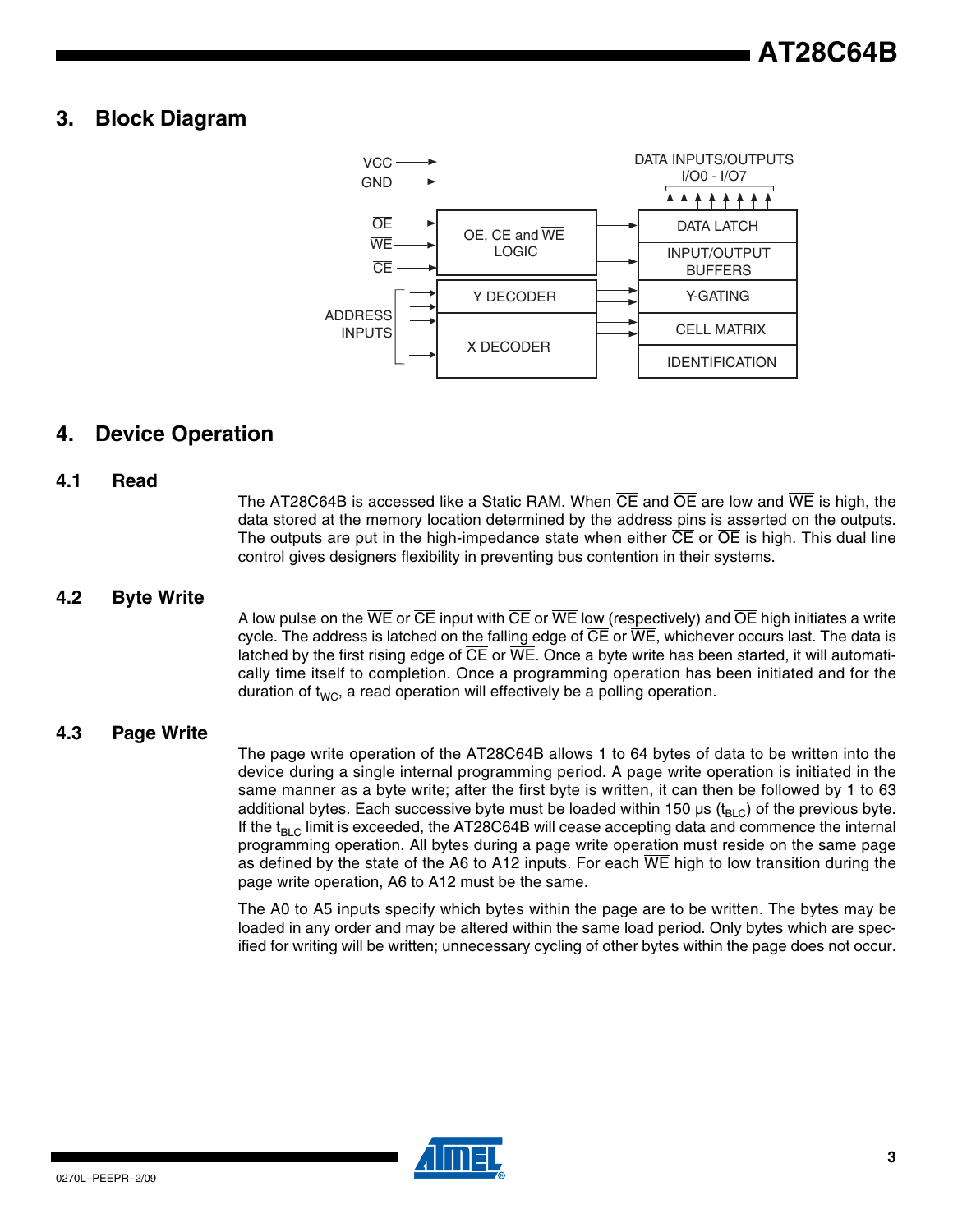## 3. Block Diagram

## 4. Device Operation

### 4.1 Read

The AT28C64B is accessed like a Static RAM. When $\overline{CE}$ and $\overline{OE}$ are low and $\overline{WE}$ is high, the data stored at the memory location determined by the address pins is asserted on the outputs. The outputs are put in the high-impedance state when either $\overline{CE}$ or $\overline{OE}$ is high. This dual line control gives designers flexibility in preventing bus contention in their systems.

### 4.2 Byte Write

A low pulse on the $\overline{WE}$ or $\overline{CE}$ input with $\overline{CE}$ or $\overline{WE}$ low (respectively) and $\overline{OE}$ high initiates a write cycle. The address is latched on the falling edge of $\overline{CE}$ or $\overline{WE}$, whichever occurs last. The data is latched by the first rising edge of $\overline{CE}$ or $\overline{WE}$. Once a byte write has been started, it will automatically time itself to completion. Once a programming operation has been initiated and for the duration of $t_{WC}$, a read operation will effectively be a polling operation.

### 4.3 Page Write

The page write operation of the AT28C64B allows 1 to 64 bytes of data to be written into the device during a single internal programming period. A page write operation is initiated in the same manner as a byte write; after the first byte is written, it can then be followed by 1 to 63 additional bytes. Each successive byte must be loaded within 150 µs ($t_{BLC}$) of the previous byte. If the $t_{BLC}$ limit is exceeded, the AT28C64B will cease accepting data and commence the internal programming operation. All bytes during a page write operation must reside on the same page as defined by the state of the A6 to A12 inputs. For each $\overline{WE}$ high to low transition during the page write operation, A6 to A12 must be the same.

The A0 to A5 inputs specify which bytes within the page are to be written. The bytes may be loaded in any order and may be altered within the same load period. Only bytes which are specified for writing will be written; unnecessary cycling of other bytes within the page does not occur.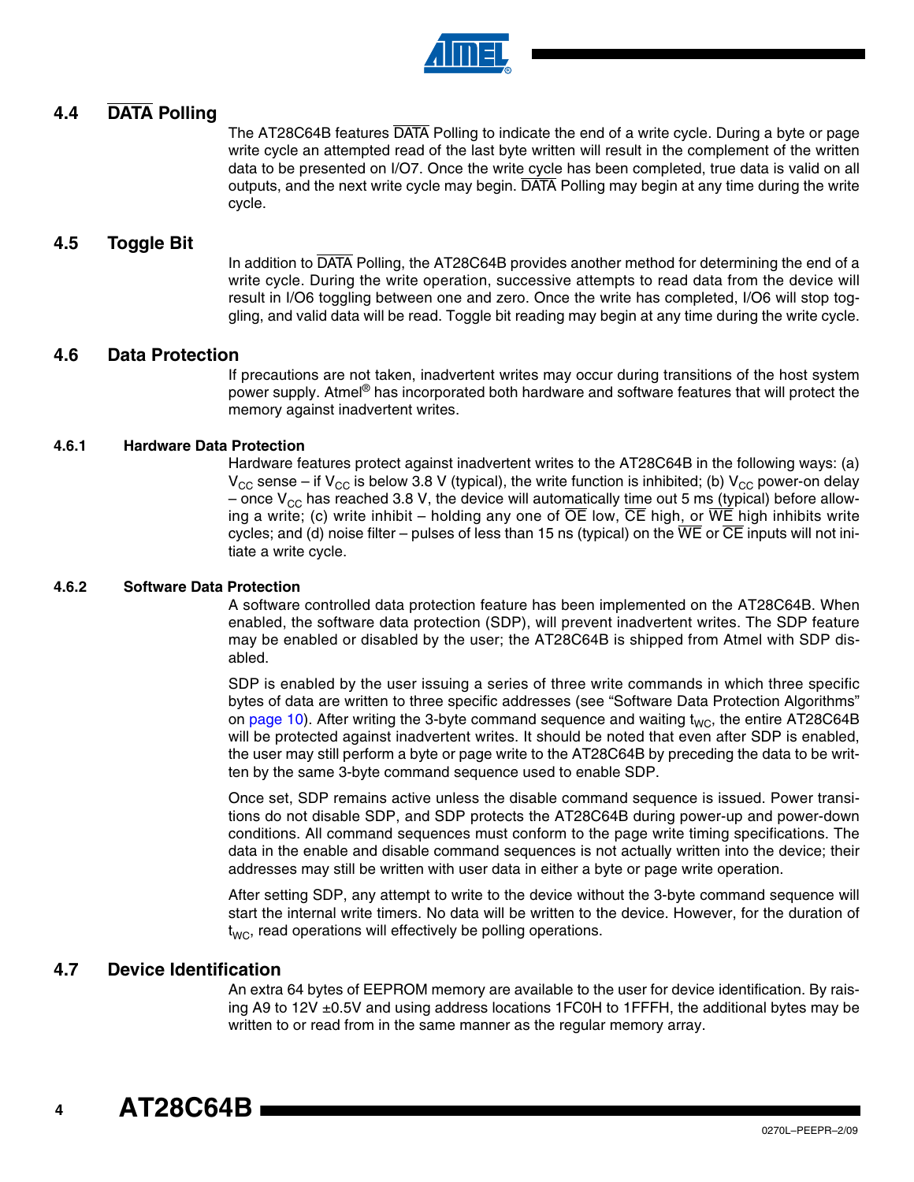## 4.4 DATA Polling

The AT28C64B features DATA Polling to indicate the end of a write cycle. During a byte or page write cycle an attempted read of the last byte written will result in the complement of the written data to be presented on I/O7. Once the write cycle has been completed, true data is valid on all outputs, and the next write cycle may begin. DATA Polling may begin at any time during the write cycle.

## 4.5 Toggle Bit

In addition to DATA Polling, the AT28C64B provides another method for determining the end of a write cycle. During the write operation, successive attempts to read data from the device will result in I/O6 toggling between one and zero. Once the write has completed, I/O6 will stop toggling, and valid data will be read. Toggle bit reading may begin at any time during the write cycle.

## 4.6 Data Protection

If precautions are not taken, inadvertent writes may occur during transitions of the host system power supply. Atmel® has incorporated both hardware and software features that will protect the memory against inadvertent writes.

### 4.6.1 Hardware Data Protection

Hardware features protect against inadvertent writes to the AT28C64B in the following ways: (a) $V_{CC}$ sense – if $V_{CC}$ is below 3.8 V (typical), the write function is inhibited; (b) $V_{CC}$ power-on delay – once $V_{CC}$ has reached 3.8 V, the device will automatically time out 5 ms (typical) before allowing a write; (c) write inhibit – holding any one of OE low, CE high, or WE high inhibits write cycles; and (d) noise filter – pulses of less than 15 ns (typical) on the WE or CE inputs will not initiate a write cycle.

### 4.6.2 Software Data Protection

A software controlled data protection feature has been implemented on the AT28C64B. When enabled, the software data protection (SDP), will prevent inadvertent writes. The SDP feature may be enabled or disabled by the user; the AT28C64B is shipped from Atmel with SDP disabled.

SDP is enabled by the user issuing a series of three write commands in which three specific bytes of data are written to three specific addresses (see "Software Data Protection Algorithms" on page 10). After writing the 3-byte command sequence and waiting $t_{WC}$, the entire AT28C64B will be protected against inadvertent writes. It should be noted that even after SDP is enabled, the user may still perform a byte or page write to the AT28C64B by preceding the data to be written by the same 3-byte command sequence used to enable SDP.

Once set, SDP remains active unless the disable command sequence is issued. Power transitions do not disable SDP, and SDP protects the AT28C64B during power-up and power-down conditions. All command sequences must conform to the page write timing specifications. The data in the enable and disable command sequences is not actually written into the device; their addresses may still be written with user data in either a byte or page write operation.

After setting SDP, any attempt to write to the device without the 3-byte command sequence will start the internal write timers. No data will be written to the device. However, for the duration of $t_{WC}$, read operations will effectively be polling operations.

## 4.7 Device Identification

An extra 64 bytes of EEPROM memory are available to the user for device identification. By raising A9 to 12V ±0.5V and using address locations 1FC0H to 1FFFH, the additional bytes may be written to or read from in the same manner as the regular memory array.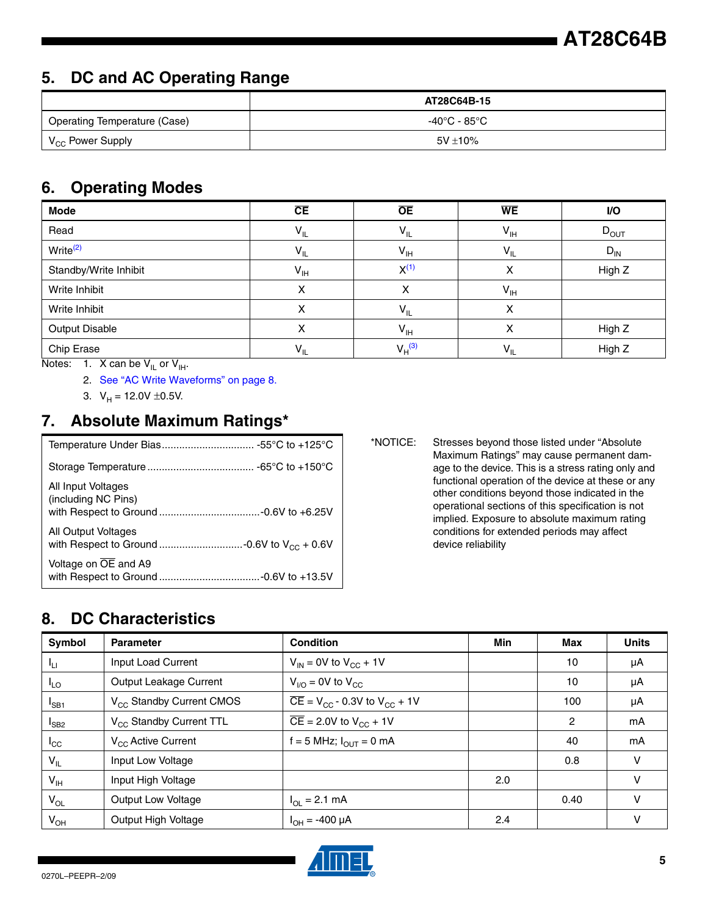## 5. DC and AC Operating Range

| | AT28C64B-15 |
|---|---|
| Operating Temperature (Case) | -40°C - 85°C |
| $V_{CC}$ Power Supply | 5V ±10% |

## 6. Operating Modes

| Mode | $\overline{CE}$ | $\overline{OE}$ | $\overline{WE}$ | I/O |
|---|---|---|---|---|
| Read | $V_{IL}$ | $V_{IL}$ | $V_{IH}$ | $D_{OUT}$ |
| Write[2] | $V_{IL}$ | $V_{IH}$ | $V_{IL}$ | $D_{IN}$ |
| Standby/Write Inhibit | $V_{IH}$ | X[1] | X | High Z |
| Write Inhibit | X | X | $V_{IH}$ | |
| Write Inhibit | X | $V_{IL}$ | X | |
| Output Disable | X | $V_{IH}$ | X | High Z |
| Chip Erase | $V_{IL}$ | $V_H$[3] | $V_{IL}$ | High Z |

Notes:
1. X can be $V_{IL}$ or $V_{IH}$.
2. See "AC Write Waveforms" on page 8.
3. $V_H$ = 12.0V ±0.5V.

## 7. Absolute Maximum Ratings*

| | |
|---|---|
| Temperature Under Bias | -55°C to +125°C |
| Storage Temperature | -65°C to +150°C |
| All Input Voltages (including NC Pins) with Respect to Ground | -0.6V to +6.25V |
| All Output Voltages with Respect to Ground | -0.6V to $V_{CC}$ + 0.6V |
| Voltage on $\overline{OE}$ and A9 with Respect to Ground | -0.6V to +13.5V |

*NOTICE: Stresses beyond those listed under "Absolute Maximum Ratings" may cause permanent damage to the device. This is a stress rating only and functional operation of the device at these or any other conditions beyond those indicated in the operational sections of this specification is not implied. Exposure to absolute maximum rating conditions for extended periods may affect device reliability

## 8. DC Characteristics

| Symbol | Parameter | Condition | Min | Max | Units |
|---|---|---|---|---|---|
| $I_{LI}$ | Input Load Current | $V_{IN}$ = 0V to $V_{CC}$ + 1V | | 10 | µA |
| $I_{LO}$ | Output Leakage Current | $V_{I/O}$ = 0V to $V_{CC}$ | | 10 | µA |
| $I_{SB1}$ | $V_{CC}$ Standby Current CMOS | $\overline{CE}$ = $V_{CC}$ - 0.3V to $V_{CC}$ + 1V | | 100 | µA |
| $I_{SB2}$ | $V_{CC}$ Standby Current TTL | $\overline{CE}$ = 2.0V to $V_{CC}$ + 1V | | 2 | mA |
| $I_{CC}$ | $V_{CC}$ Active Current | f = 5 MHz; $I_{OUT}$ = 0 mA | | 40 | mA |
| $V_{IL}$ | Input Low Voltage | | | 0.8 | V |
| $V_{IH}$ | Input High Voltage | | 2.0 | | V |
| $V_{OL}$ | Output Low Voltage | $I_{OL}$ = 2.1 mA | | 0.40 | V |
| $V_{OH}$ | Output High Voltage | $I_{OH}$ = -400 µA | 2.4 | | V |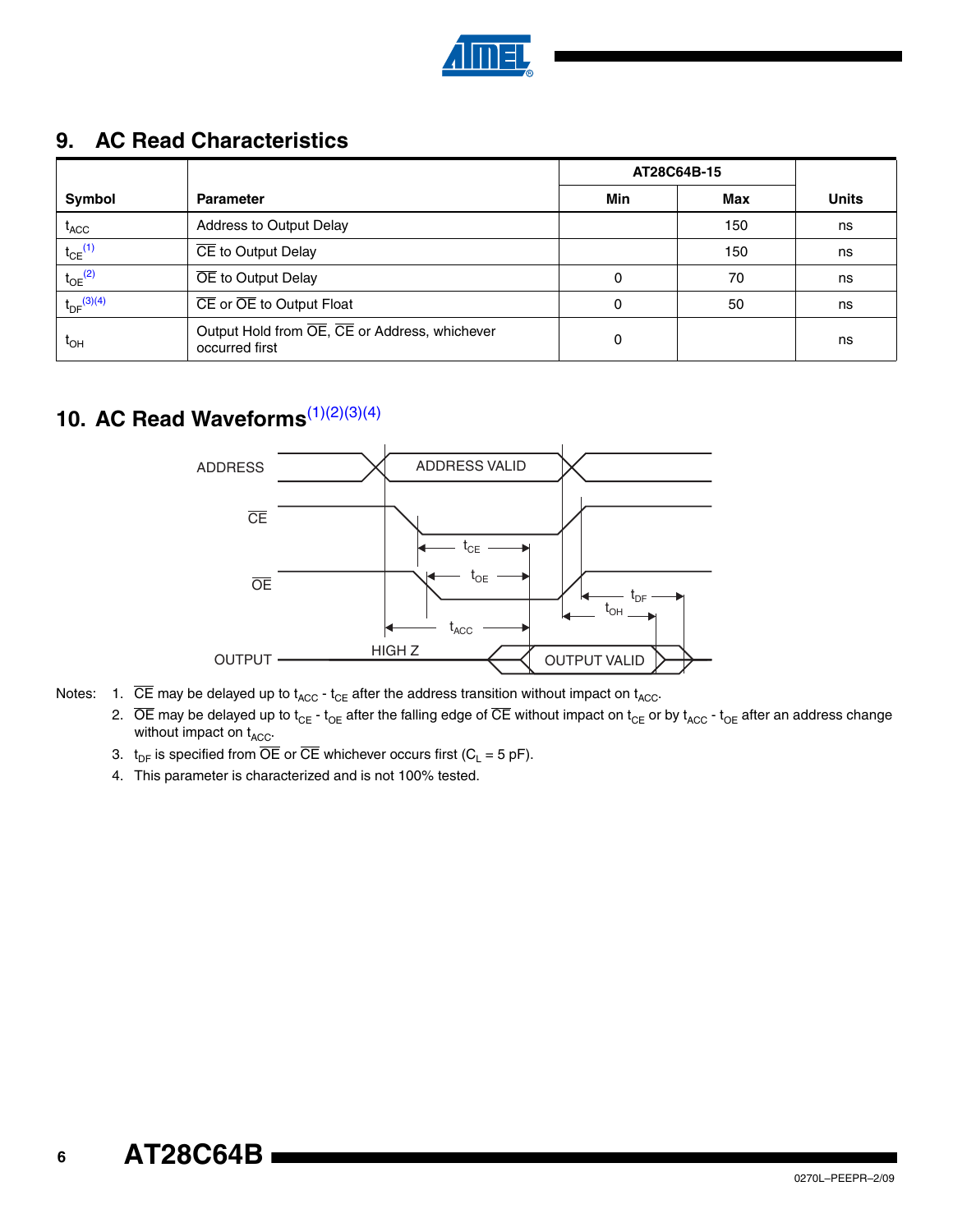## 9. AC Read Characteristics

| Symbol | Parameter | AT28C64B-15 | | Units |
|---|---|---|---|---|
| | | Min | Max | |
| $t_{ACC}$ | Address to Output Delay | | 150 | ns |
| $t_{CE}$ [1] | $\overline{CE}$ to Output Delay | | 150 | ns |
| $t_{OE}$ [2] | $\overline{OE}$ to Output Delay | 0 | 70 | ns |
| $t_{DF}$ [3][4] | $\overline{CE}$ or $\overline{OE}$ to Output Float | 0 | 50 | ns |
| $t_{OH}$ | Output Hold from $\overline{OE}$, $\overline{CE}$ or Address, whichever occurred first | 0 | | ns |

## 10. AC Read Waveforms[1][2][3][4]

Notes:
1. $\overline{CE}$ may be delayed up to $t_{ACC}$ - $t_{CE}$ after the address transition without impact on $t_{ACC}$.
2. $\overline{OE}$ may be delayed up to $t_{CE}$ - $t_{OE}$ after the falling edge of $\overline{CE}$ without impact on $t_{CE}$ or by $t_{ACC}$ - $t_{OE}$ after an address change without impact on $t_{ACC}$.
3. $t_{DF}$ is specified from $\overline{OE}$ or $\overline{CE}$ whichever occurs first ($C_L$ = 5 pF).
4. This parameter is characterized and is not 100% tested.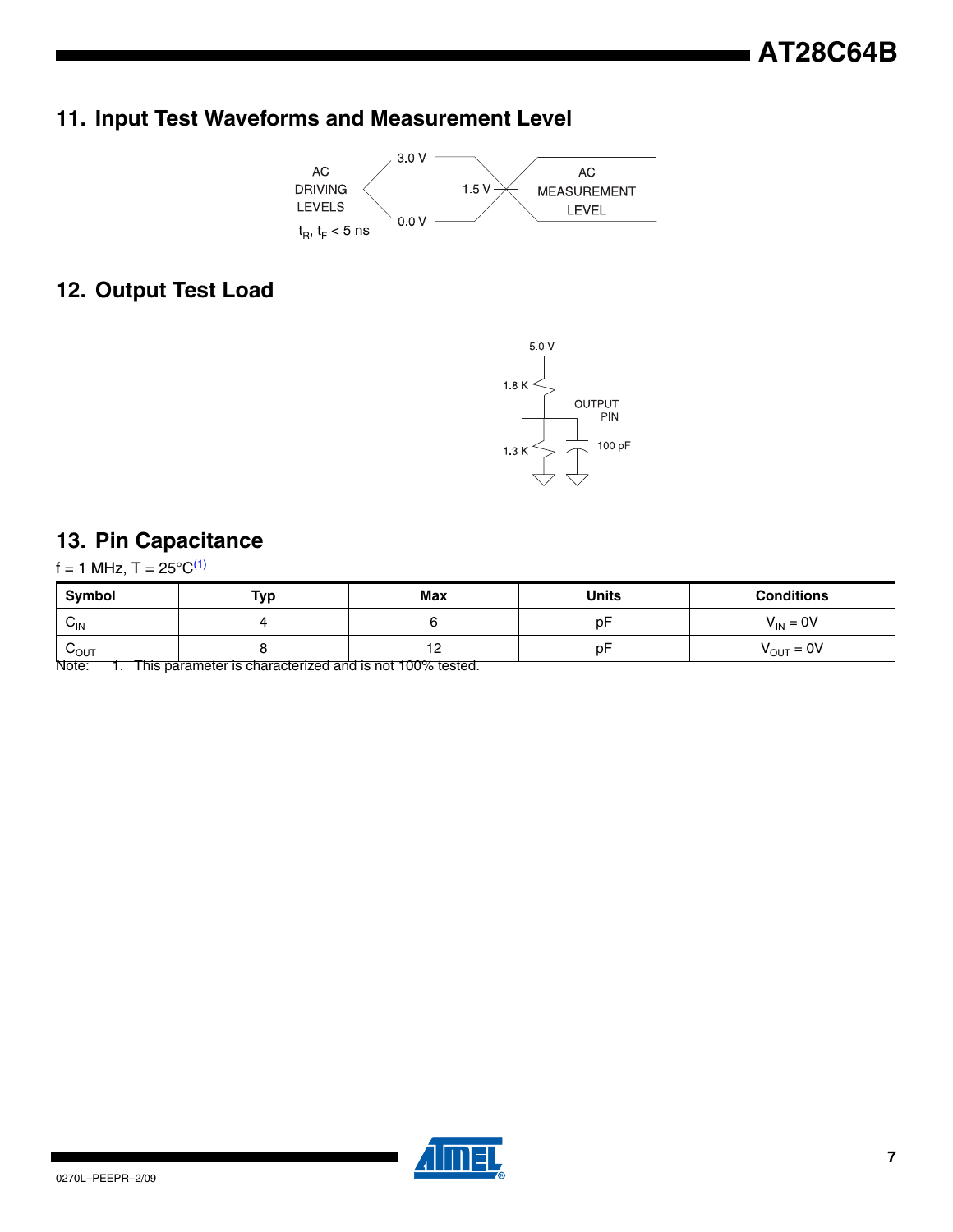## 11. Input Test Waveforms and Measurement Level

AC DRIVING LEVELS

3.0 V

0.0 V

1.5 V

AC MEASUREMENT LEVEL

$t_R$, $t_F$ < 5 ns

## 12. Output Test Load

5.0 V

1.8 K

OUTPUT PIN

1.3 K

100 pF

## 13. Pin Capacitance

f = 1 MHz, T = 25°C[1]

| Symbol | Typ | Max | Units | Conditions |
|---|---|---|---|---|
| $C_{IN}$ | 4 | 6 | pF | $V_{IN}$ = 0V |
| $C_{OUT}$ | 8 | 12 | pF | $V_{OUT}$ = 0V |

Note: 1. This parameter is characterized and is not 100% tested.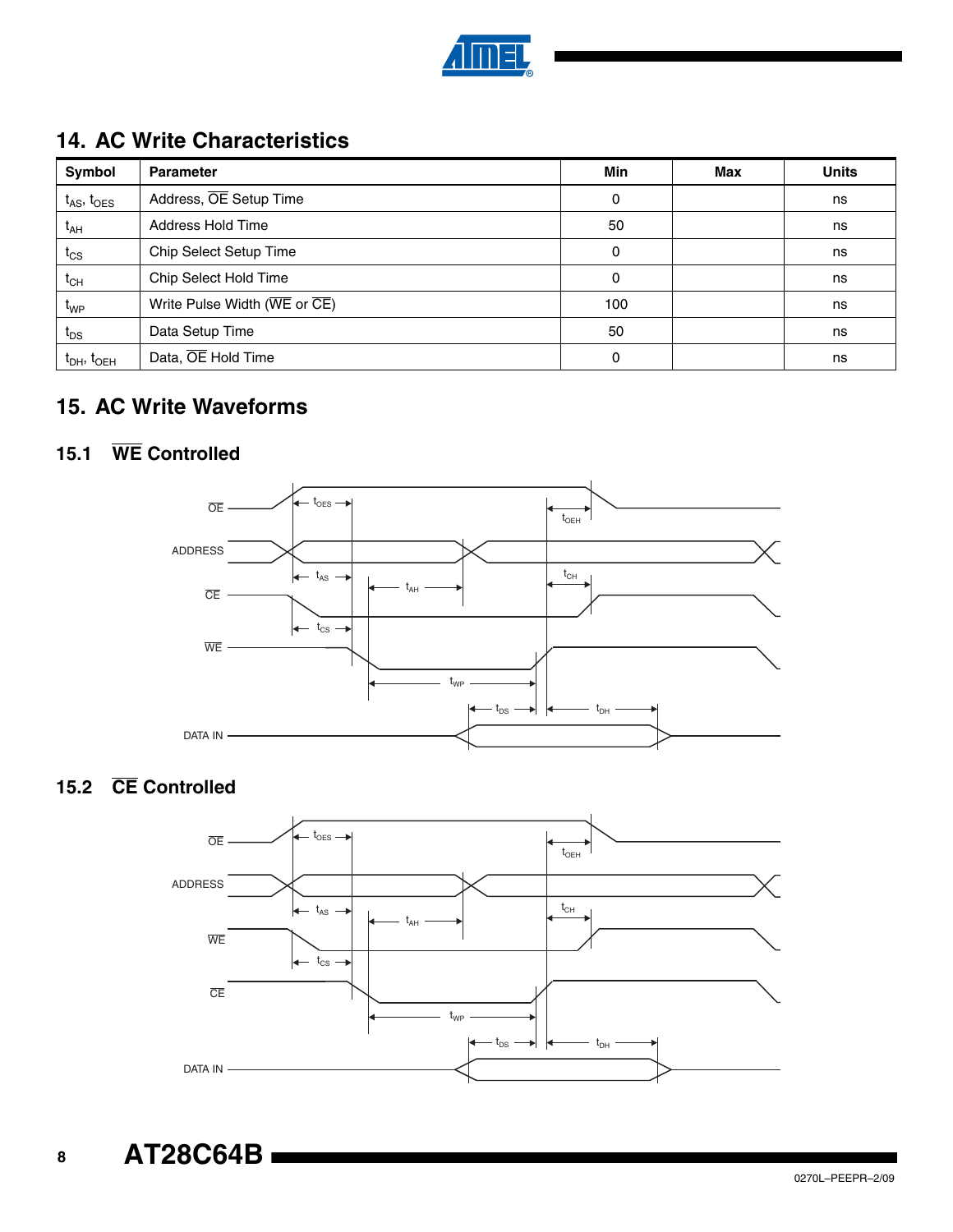## 14. AC Write Characteristics

| Symbol | Parameter | Min | Max | Units |
|---|---|---|---|---|
| $t_{AS}$, $t_{OES}$ | Address, $\overline{OE}$ Setup Time | 0 | | ns |
| $t_{AH}$ | Address Hold Time | 50 | | ns |
| $t_{CS}$ | Chip Select Setup Time | 0 | | ns |
| $t_{CH}$ | Chip Select Hold Time | 0 | | ns |
| $t_{WP}$ | Write Pulse Width ($\overline{WE}$ or $\overline{CE}$) | 100 | | ns |
| $t_{DS}$ | Data Setup Time | 50 | | ns |
| $t_{DH}$, $t_{OEH}$ | Data, $\overline{OE}$ Hold Time | 0 | | ns |

## 15. AC Write Waveforms

### 15.1 $\overline{WE}$ Controlled

### 15.2 $\overline{CE}$ Controlled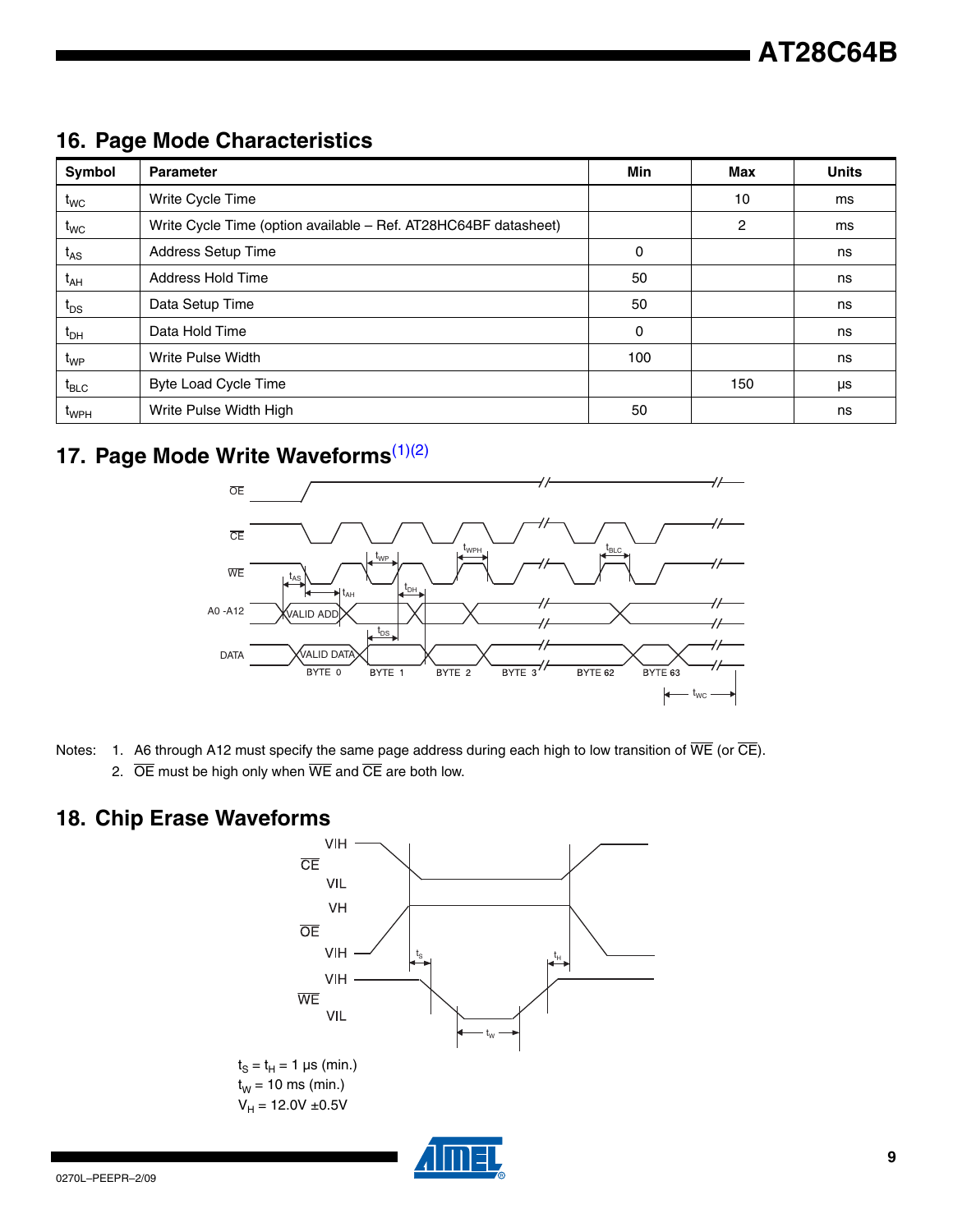## 16. Page Mode Characteristics

| Symbol | Parameter | Min | Max | Units |
|---|---|---|---|---|
| $t_{WC}$ | Write Cycle Time | | 10 | ms |
| $t_{WC}$ | Write Cycle Time (option available – Ref. AT28HC64BF datasheet) | | 2 | ms |
| $t_{AS}$ | Address Setup Time | 0 | | ns |
| $t_{AH}$ | Address Hold Time | 50 | | ns |
| $t_{DS}$ | Data Setup Time | 50 | | ns |
| $t_{DH}$ | Data Hold Time | 0 | | ns |
| $t_{WP}$ | Write Pulse Width | 100 | | ns |
| $t_{BLC}$ | Byte Load Cycle Time | | 150 | µs |
| $t_{WPH}$ | Write Pulse Width High | 50 | | ns |

## 17. Page Mode Write Waveforms[1][2]

Notes: 1. A6 through A12 must specify the same page address during each high to low transition of $\overline{WE}$ (or $\overline{CE}$).

2. $\overline{OE}$ must be high only when $\overline{WE}$ and $\overline{CE}$ are both low.

## 18. Chip Erase Waveforms

$t_S = t_H = 1$ µs (min.)

$t_W = 10$ ms (min.)

$V_H = 12.0V \pm 0.5V$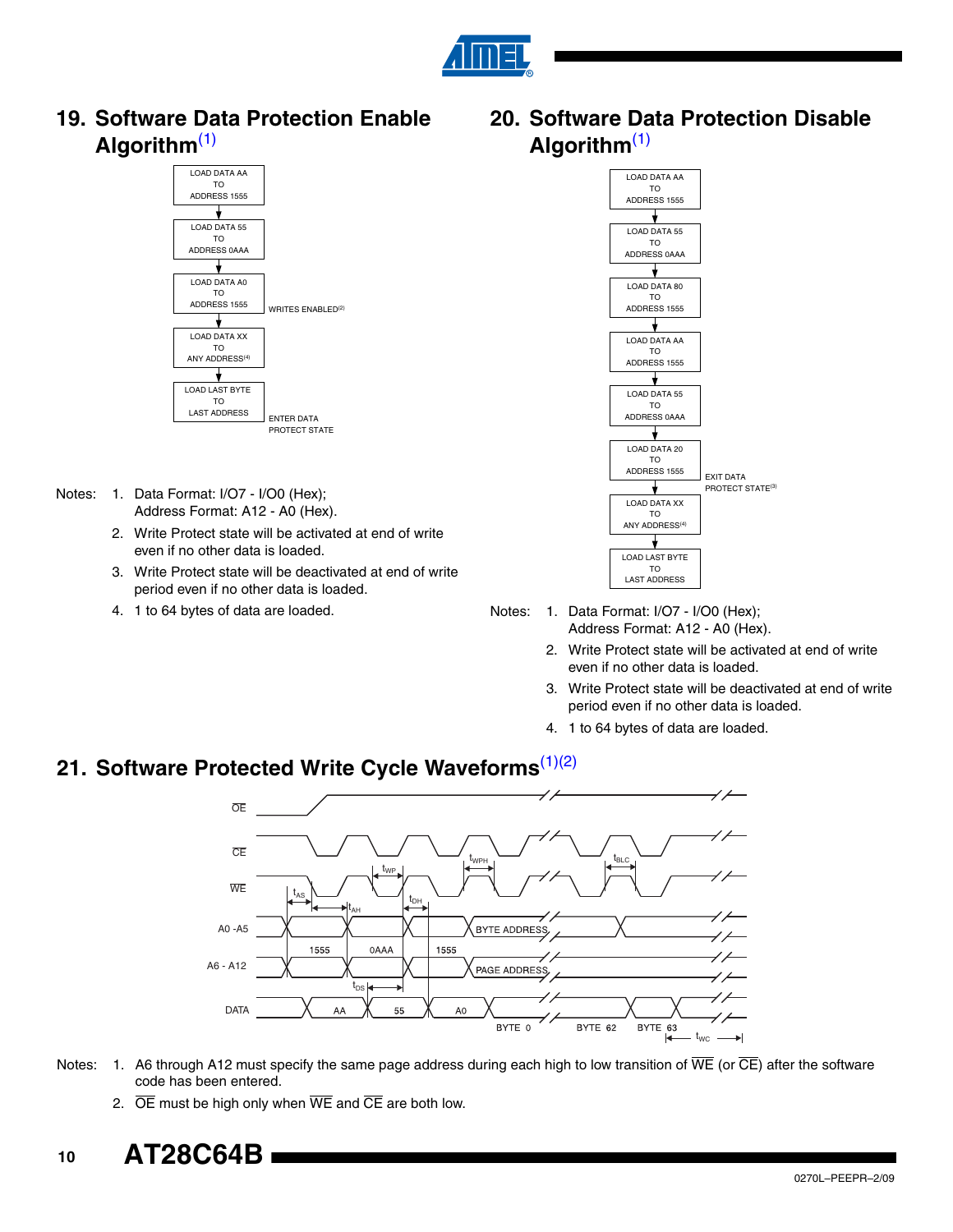## 19. Software Data Protection Enable Algorithm[(1)]

LOAD DATA AA TO ADDRESS 1555
↓
LOAD DATA 55 TO ADDRESS 0AAA
↓
LOAD DATA A0 TO ADDRESS 1555 — WRITES ENABLED[(2)]
↓
LOAD DATA XX TO ANY ADDRESS[(4)]
↓
LOAD LAST BYTE TO LAST ADDRESS — ENTER DATA PROTECT STATE

Notes:
1. Data Format: I/O7 - I/O0 (Hex); Address Format: A12 - A0 (Hex).
2. Write Protect state will be activated at end of write even if no other data is loaded.
3. Write Protect state will be deactivated at end of write period even if no other data is loaded.
4. 1 to 64 bytes of data are loaded.

## 20. Software Data Protection Disable Algorithm[(1)]

LOAD DATA AA TO ADDRESS 1555
↓
LOAD DATA 55 TO ADDRESS 0AAA
↓
LOAD DATA 80 TO ADDRESS 1555
↓
LOAD DATA AA TO ADDRESS 1555
↓
LOAD DATA 55 TO ADDRESS 0AAA
↓
LOAD DATA 20 TO ADDRESS 1555 — EXIT DATA PROTECT STATE[(3)]
↓
LOAD DATA XX TO ANY ADDRESS[(4)]
↓
LOAD LAST BYTE TO LAST ADDRESS

Notes:
1. Data Format: I/O7 - I/O0 (Hex); Address Format: A12 - A0 (Hex).
2. Write Protect state will be activated at end of write even if no other data is loaded.
3. Write Protect state will be deactivated at end of write period even if no other data is loaded.
4. 1 to 64 bytes of data are loaded.

## 21. Software Protected Write Cycle Waveforms[(1)(2)]

Signals: OE, CE, WE, A0 -A5, A6 - A12, DATA. Timing parameters: $t_{AS}$, $t_{AH}$, $t_{WP}$, $t_{DH}$, $t_{WPH}$, $t_{BLC}$, $t_{DS}$, $t_{WC}$. Addresses: 1555, 0AAA, 1555, BYTE ADDRESS, PAGE ADDRESS. Data: AA, 55, A0, BYTE 0, BYTE 62, BYTE 63.

Notes:
1. A6 through A12 must specify the same page address during each high to low transition of $\overline{WE}$ (or $\overline{CE}$) after the software code has been entered.
2. $\overline{OE}$ must be high only when $\overline{WE}$ and $\overline{CE}$ are both low.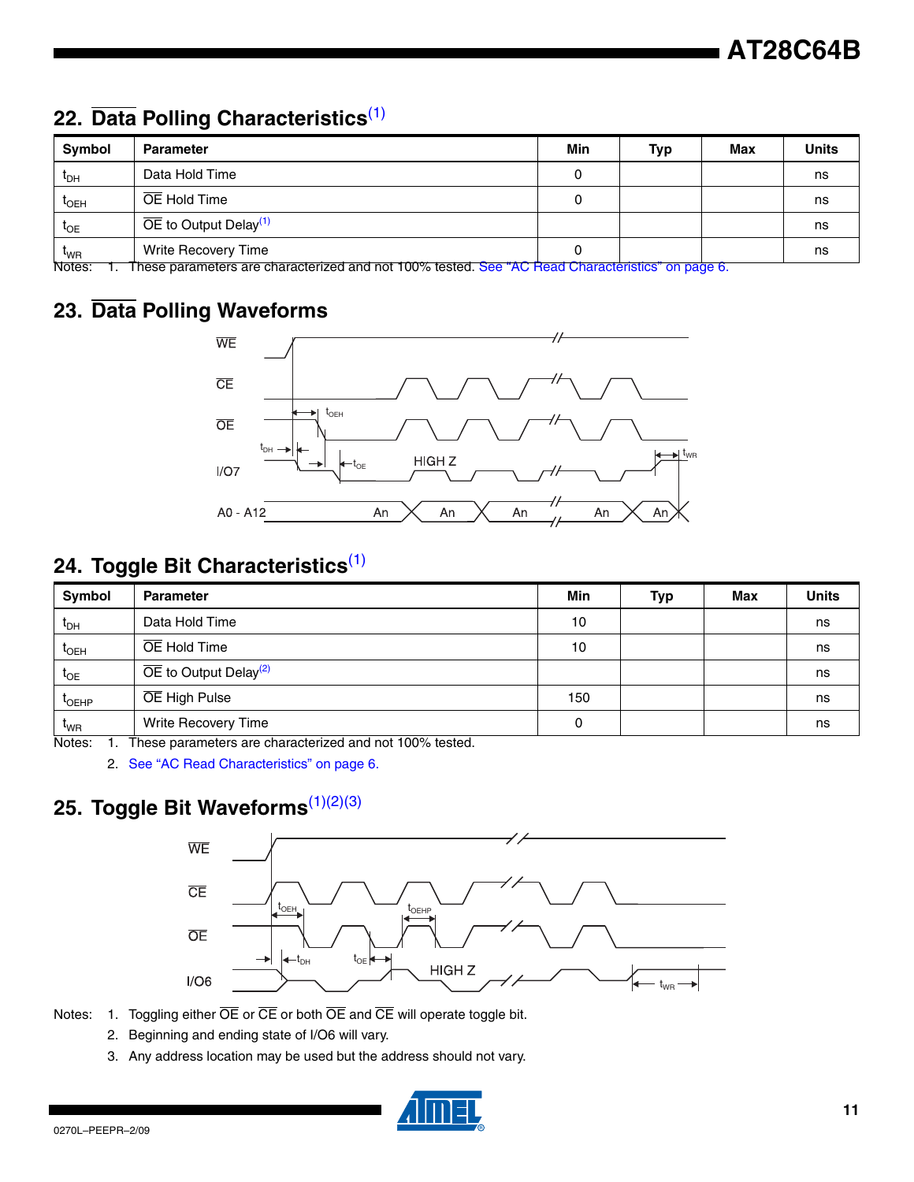## 22. Data Polling Characteristics[1]

| Symbol | Parameter | Min | Typ | Max | Units |
|---|---|---|---|---|---|
| $t_{DH}$ | Data Hold Time | 0 | | | ns |
| $t_{OEH}$ | OE Hold Time | 0 | | | ns |
| $t_{OE}$ | OE to Output Delay[1] | | | | ns |
| $t_{WR}$ | Write Recovery Time | 0 | | | ns |

Notes: 1. These parameters are characterized and not 100% tested. See "AC Read Characteristics" on page 6.

## 23. Data Polling Waveforms

## 24. Toggle Bit Characteristics[1]

| Symbol | Parameter | Min | Typ | Max | Units |
|---|---|---|---|---|---|
| $t_{DH}$ | Data Hold Time | 10 | | | ns |
| $t_{OEH}$ | OE Hold Time | 10 | | | ns |
| $t_{OE}$ | OE to Output Delay[2] | | | | ns |
| $t_{OEHP}$ | OE High Pulse | 150 | | | ns |
| $t_{WR}$ | Write Recovery Time | 0 | | | ns |

Notes: 1. These parameters are characterized and not 100% tested.

2. See "AC Read Characteristics" on page 6.

## 25. Toggle Bit Waveforms[1][2][3]

Notes: 1. Toggling either OE or CE or both OE and CE will operate toggle bit.

2. Beginning and ending state of I/O6 will vary.

3. Any address location may be used but the address should not vary.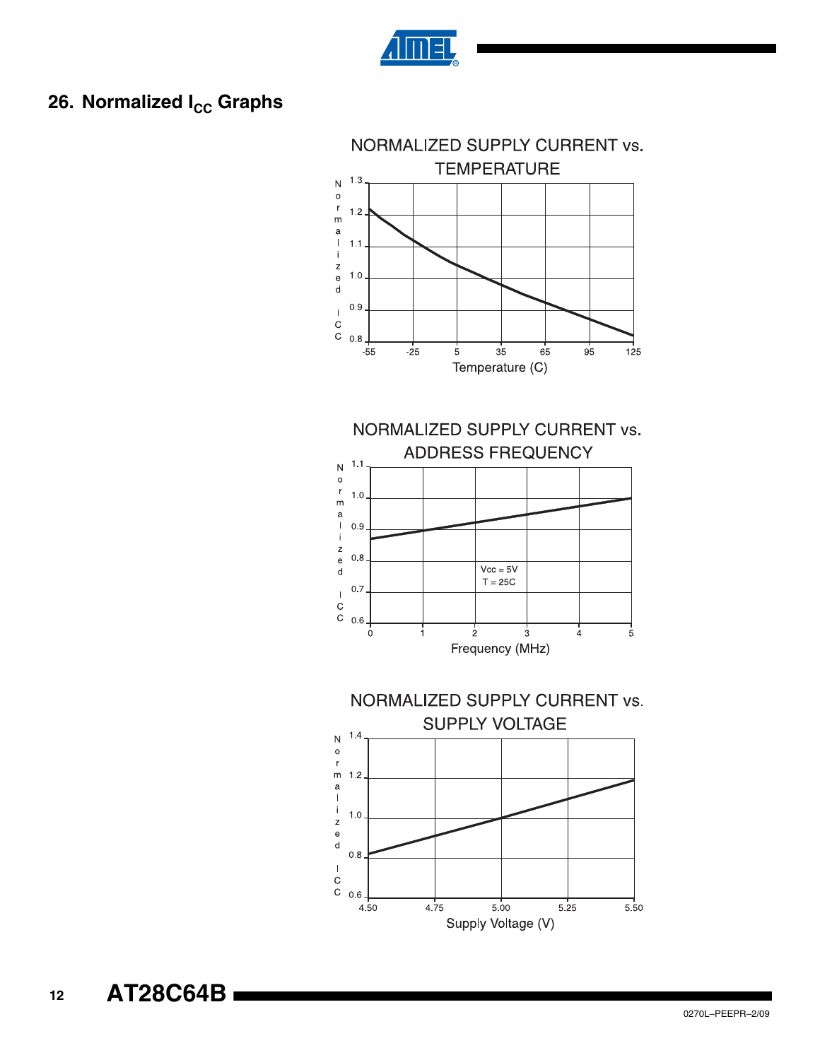## 26. Normalized $I_{CC}$ Graphs

NORMALIZED SUPPLY CURRENT vs. TEMPERATURE

NORMALIZED SUPPLY CURRENT vs. ADDRESS FREQUENCY

NORMALIZED SUPPLY CURRENT vs. SUPPLY VOLTAGE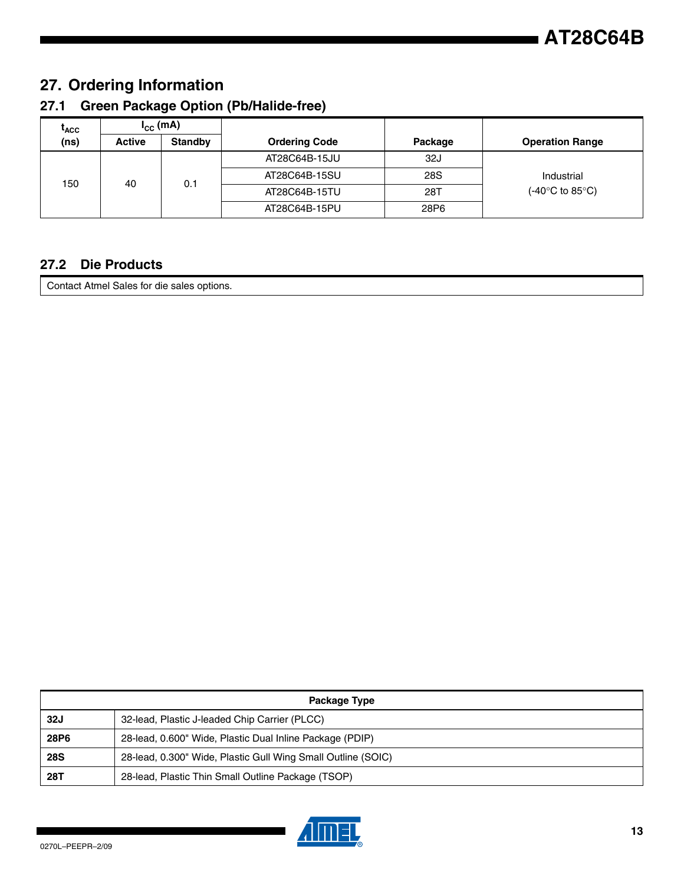## 27. Ordering Information

### 27.1 Green Package Option (Pb/Halide-free)

| $t_{ACC}$ (ns) | $I_{CC}$ (mA) | | Ordering Code | Package | Operation Range |
|---|---|---|---|---|---|
| | Active | Standby | | | |
| 150 | 40 | 0.1 | AT28C64B-15JU | 32J | Industrial (-40°C to 85°C) |
| | | | AT28C64B-15SU | 28S | |
| | | | AT28C64B-15TU | 28T | |
| | | | AT28C64B-15PU | 28P6 | |

### 27.2 Die Products

Contact Atmel Sales for die sales options.

| Package Type | |
|---|---|
| **32J** | 32-lead, Plastic J-leaded Chip Carrier (PLCC) |
| **28P6** | 28-lead, 0.600" Wide, Plastic Dual Inline Package (PDIP) |
| **28S** | 28-lead, 0.300" Wide, Plastic Gull Wing Small Outline (SOIC) |
| **28T** | 28-lead, Plastic Thin Small Outline Package (TSOP) |

0270L–PEEPR–2/09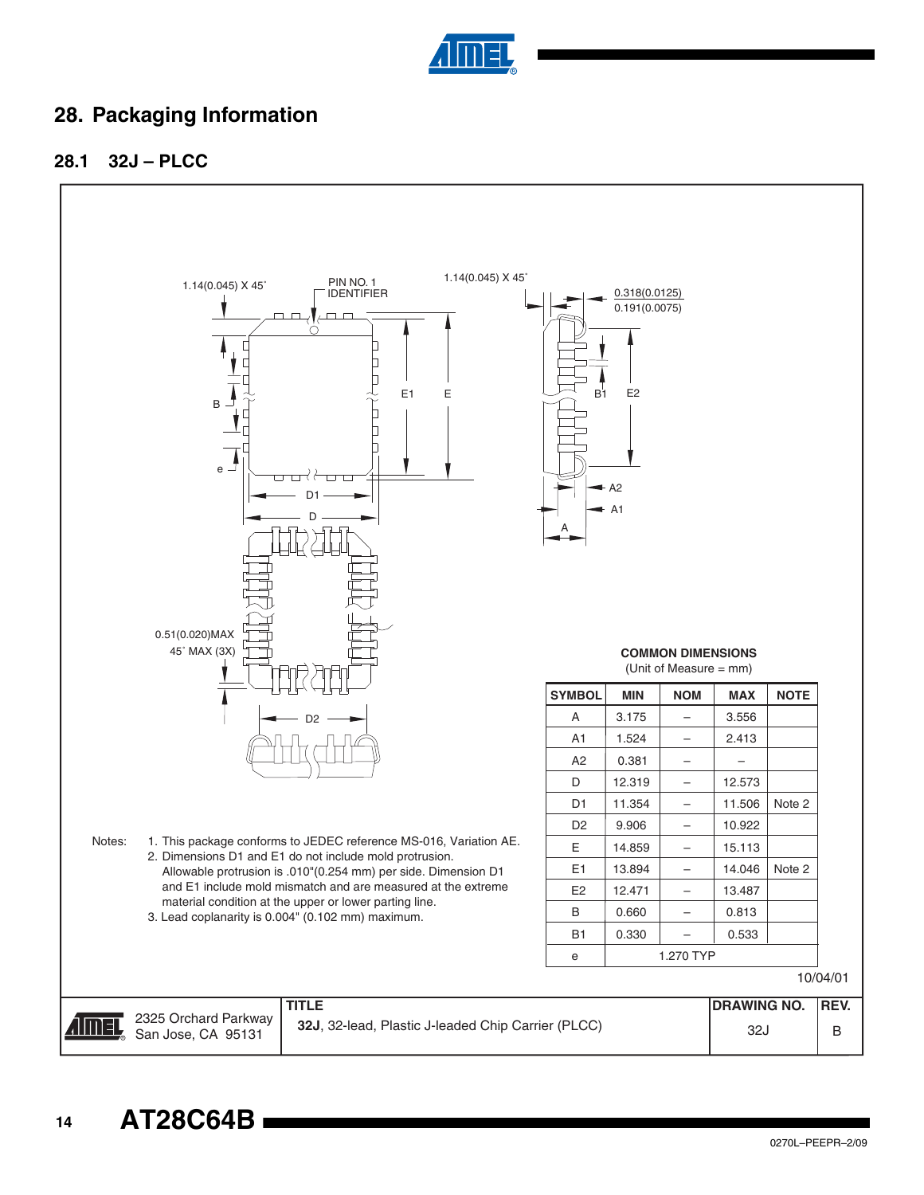# 28. Packaging Information

## 28.1 32J – PLCC

Notes:
1. This package conforms to JEDEC reference MS-016, Variation AE.
2. Dimensions D1 and E1 do not include mold protrusion. Allowable protrusion is .010"(0.254 mm) per side. Dimension D1 and E1 include mold mismatch and are measured at the extreme material condition at the upper or lower parting line.
3. Lead coplanarity is 0.004" (0.102 mm) maximum.

**COMMON DIMENSIONS**
(Unit of Measure = mm)

| SYMBOL | MIN | NOM | MAX | NOTE |
|---|---|---|---|---|
| A | 3.175 | – | 3.556 | |
| A1 | 1.524 | – | 2.413 | |
| A2 | 0.381 | – | – | |
| D | 12.319 | – | 12.573 | |
| D1 | 11.354 | – | 11.506 | Note 2 |
| D2 | 9.906 | – | 10.922 | |
| E | 14.859 | – | 15.113 | |
| E1 | 13.894 | – | 14.046 | Note 2 |
| E2 | 12.471 | – | 13.487 | |
| B | 0.660 | – | 0.813 | |
| B1 | 0.330 | – | 0.533 | |
| e | 1.270 TYP | | | |

10/04/01

| 2325 Orchard Parkway San Jose, CA 95131 | TITLE **32J**, 32-lead, Plastic J-leaded Chip Carrier (PLCC) | DRAWING NO. 32J | REV. B |
|---|---|---|---|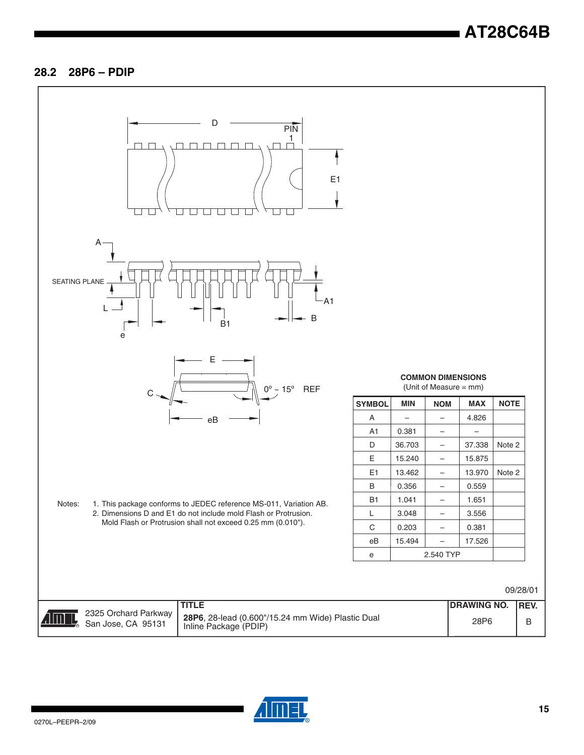## 28.2 28P6 – PDIP

D

PIN 1

E1

A

SEATING PLANE

L

e

B1

A1

B

E

C

0º ~ 15º REF

eB

**COMMON DIMENSIONS**
(Unit of Measure = mm)

| SYMBOL | MIN | NOM | MAX | NOTE |
|---|---|---|---|---|
| A | – | – | 4.826 | |
| A1 | 0.381 | – | – | |
| D | 36.703 | – | 37.338 | Note 2 |
| E | 15.240 | – | 15.875 | |
| E1 | 13.462 | – | 13.970 | Note 2 |
| B | 0.356 | – | 0.559 | |
| B1 | 1.041 | – | 1.651 | |
| L | 3.048 | – | 3.556 | |
| C | 0.203 | – | 0.381 | |
| eB | 15.494 | – | 17.526 | |
| e | 2.540 TYP | | | |

Notes:
1. This package conforms to JEDEC reference MS-011, Variation AB.
2. Dimensions D and E1 do not include mold Flash or Protrusion. Mold Flash or Protrusion shall not exceed 0.25 mm (0.010").

09/28/01

| 2325 Orchard Parkway San Jose, CA 95131 | TITLE **28P6**, 28-lead (0.600"/15.24 mm Wide) Plastic Dual Inline Package (PDIP) | DRAWING NO. 28P6 | REV. B |
|---|---|---|---|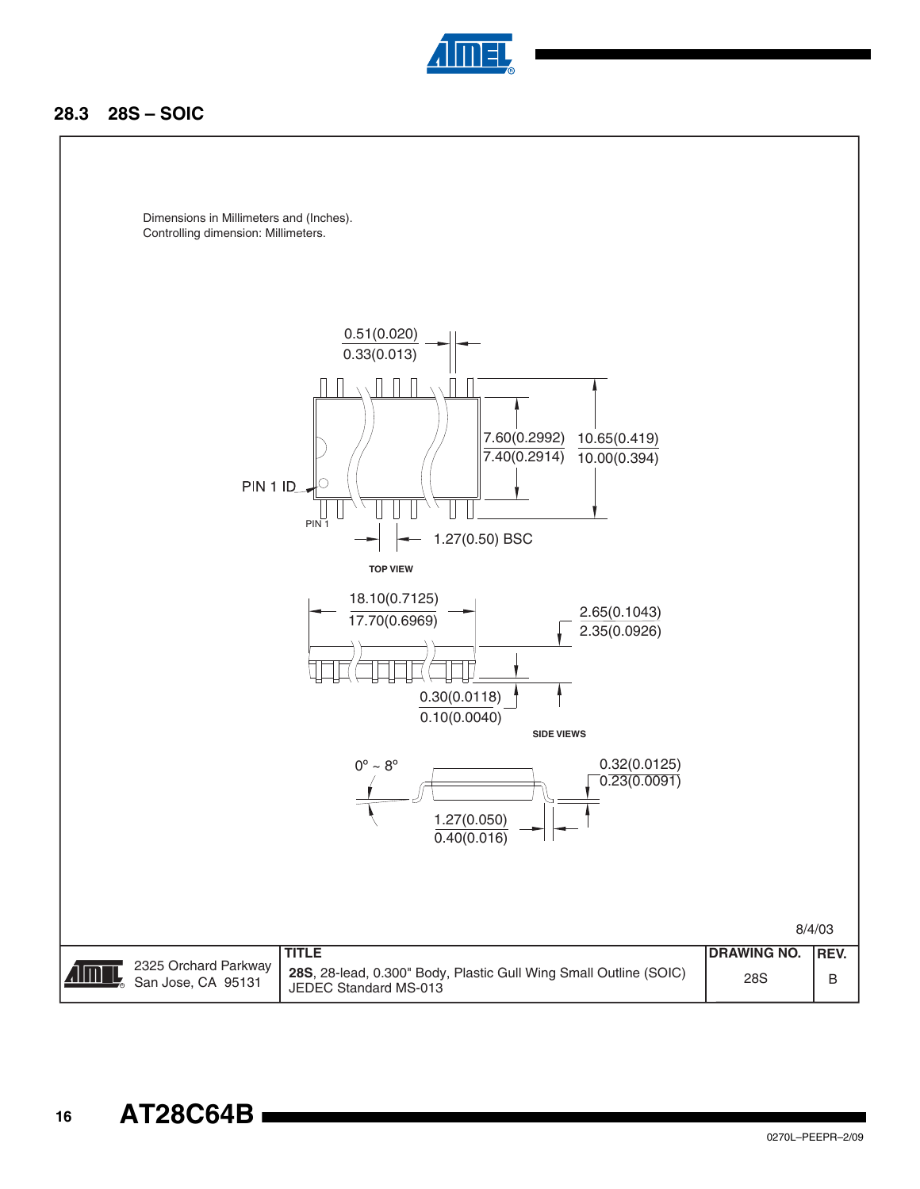### 28.3 28S – SOIC

Dimensions in Millimeters and (Inches).
Controlling dimension: Millimeters.

0.51(0.020)
0.33(0.013)

7.60(0.2992)
7.40(0.2914)

10.65(0.419)
10.00(0.394)

PIN 1 ID

PIN 1

1.27(0.50) BSC

TOP VIEW

18.10(0.7125)
17.70(0.6969)

2.65(0.1043)
2.35(0.0926)

0.30(0.0118)
0.10(0.0040)

SIDE VIEWS

0º ~ 8º

0.32(0.0125)
0.23(0.0091)

1.27(0.050)
0.40(0.016)

8/4/03

| | TITLE | DRAWING NO. | REV. |
|---|---|---|---|
| 2325 Orchard Parkway San Jose, CA 95131 | **28S**, 28-lead, 0.300" Body, Plastic Gull Wing Small Outline (SOIC) JEDEC Standard MS-013 | 28S | B |

0270L–PEEPR–2/09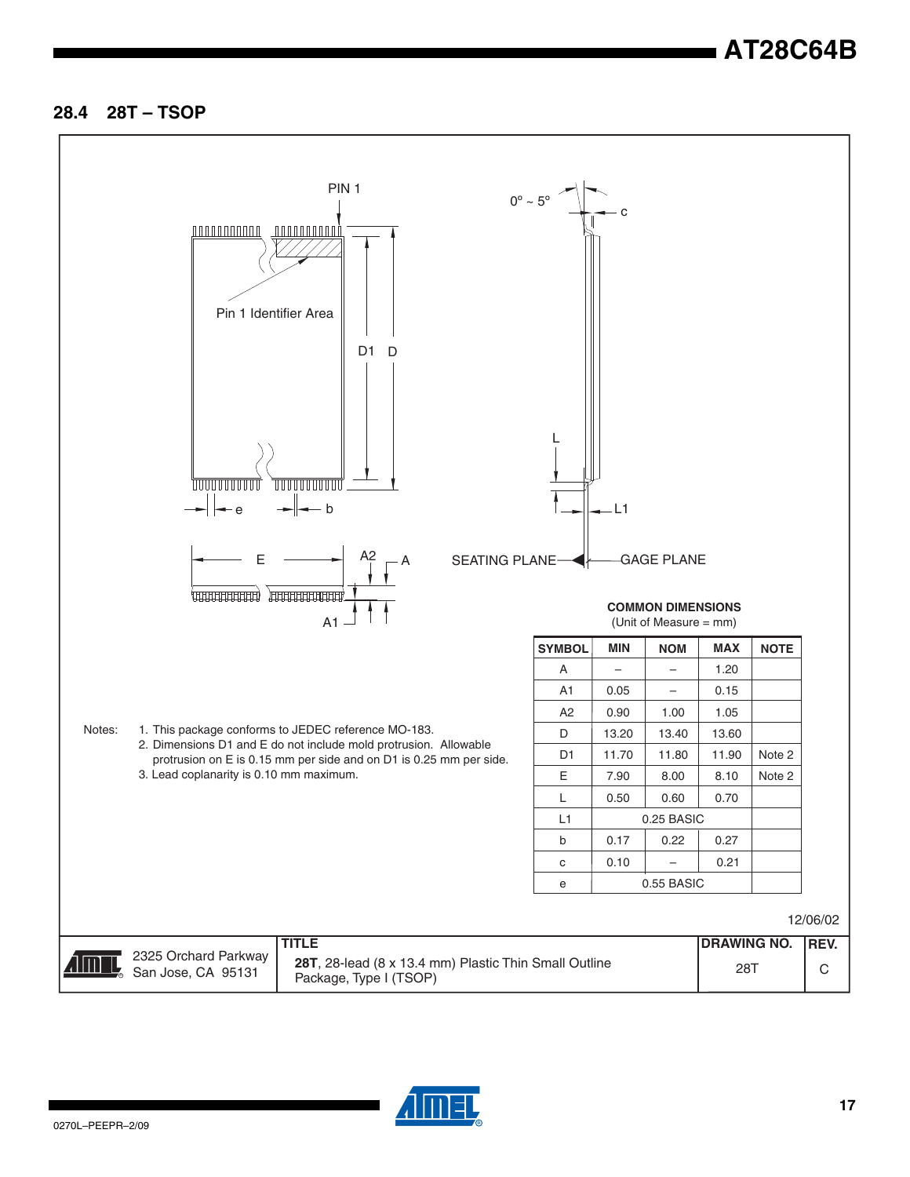## 28.4 28T – TSOP

PIN 1

Pin 1 Identifier Area

D1 D

e b

E A2 A

A1

0° ~ 5°

c

L

L1

SEATING PLANE GAGE PLANE

**COMMON DIMENSIONS**
(Unit of Measure = mm)

| SYMBOL | MIN | NOM | MAX | NOTE |
|---|---|---|---|---|
| A | – | – | 1.20 | |
| A1 | 0.05 | – | 0.15 | |
| A2 | 0.90 | 1.00 | 1.05 | |
| D | 13.20 | 13.40 | 13.60 | |
| D1 | 11.70 | 11.80 | 11.90 | Note 2 |
| E | 7.90 | 8.00 | 8.10 | Note 2 |
| L | 0.50 | 0.60 | 0.70 | |
| L1 | | 0.25 BASIC | | |
| b | 0.17 | 0.22 | 0.27 | |
| c | 0.10 | – | 0.21 | |
| e | | 0.55 BASIC | | |

Notes:
1. This package conforms to JEDEC reference MO-183.
2. Dimensions D1 and E do not include mold protrusion. Allowable protrusion on E is 0.15 mm per side and on D1 is 0.25 mm per side.
3. Lead coplanarity is 0.10 mm maximum.

12/06/02

| | TITLE | DRAWING NO. | REV. |
|---|---|---|---|
| 2325 Orchard Parkway San Jose, CA 95131 | **28T**, 28-lead (8 x 13.4 mm) Plastic Thin Small Outline Package, Type I (TSOP) | 28T | C |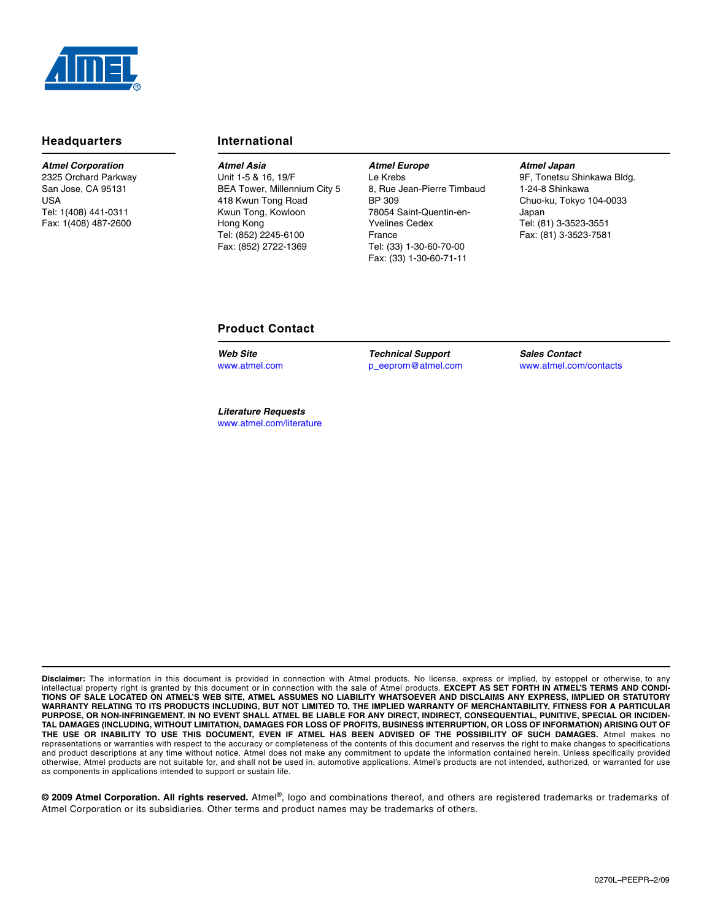## Headquarters

***Atmel Corporation***
2325 Orchard Parkway
San Jose, CA 95131
USA
Tel: 1(408) 441-0311
Fax: 1(408) 487-2600

## International

***Atmel Asia***
Unit 1-5 & 16, 19/F
BEA Tower, Millennium City 5
418 Kwun Tong Road
Kwun Tong, Kowloon
Hong Kong
Tel: (852) 2245-6100
Fax: (852) 2722-1369

***Atmel Europe***
Le Krebs
8, Rue Jean-Pierre Timbaud
BP 309
78054 Saint-Quentin-en-Yvelines Cedex
France
Tel: (33) 1-30-60-70-00
Fax: (33) 1-30-60-71-11

***Atmel Japan***
9F, Tonetsu Shinkawa Bldg.
1-24-8 Shinkawa
Chuo-ku, Tokyo 104-0033
Japan
Tel: (81) 3-3523-3551
Fax: (81) 3-3523-7581

## Product Contact

***Web Site***
www.atmel.com

***Technical Support***
p_eeprom@atmel.com

***Sales Contact***
www.atmel.com/contacts

***Literature Requests***
www.atmel.com/literature

**Disclaimer:** The information in this document is provided in connection with Atmel products. No license, express or implied, by estoppel or otherwise, to any intellectual property right is granted by this document or in connection with the sale of Atmel products. **EXCEPT AS SET FORTH IN ATMEL'S TERMS AND CONDITIONS OF SALE LOCATED ON ATMEL'S WEB SITE, ATMEL ASSUMES NO LIABILITY WHATSOEVER AND DISCLAIMS ANY EXPRESS, IMPLIED OR STATUTORY WARRANTY RELATING TO ITS PRODUCTS INCLUDING, BUT NOT LIMITED TO, THE IMPLIED WARRANTY OF MERCHANTABILITY, FITNESS FOR A PARTICULAR PURPOSE, OR NON-INFRINGEMENT. IN NO EVENT SHALL ATMEL BE LIABLE FOR ANY DIRECT, INDIRECT, CONSEQUENTIAL, PUNITIVE, SPECIAL OR INCIDENTAL DAMAGES (INCLUDING, WITHOUT LIMITATION, DAMAGES FOR LOSS OF PROFITS, BUSINESS INTERRUPTION, OR LOSS OF INFORMATION) ARISING OUT OF THE USE OR INABILITY TO USE THIS DOCUMENT, EVEN IF ATMEL HAS BEEN ADVISED OF THE POSSIBILITY OF SUCH DAMAGES.** Atmel makes no representations or warranties with respect to the accuracy or completeness of the contents of this document and reserves the right to make changes to specifications and product descriptions at any time without notice. Atmel does not make any commitment to update the information contained herein. Unless specifically provided otherwise, Atmel products are not suitable for, and shall not be used in, automotive applications. Atmel's products are not intended, authorized, or warranted for use as components in applications intended to support or sustain life.

**© 2009 Atmel Corporation. All rights reserved.** Atmel®, logo and combinations thereof, and others are registered trademarks or trademarks of Atmel Corporation or its subsidiaries. Other terms and product names may be trademarks of others.

0270L–PEEPR–2/09